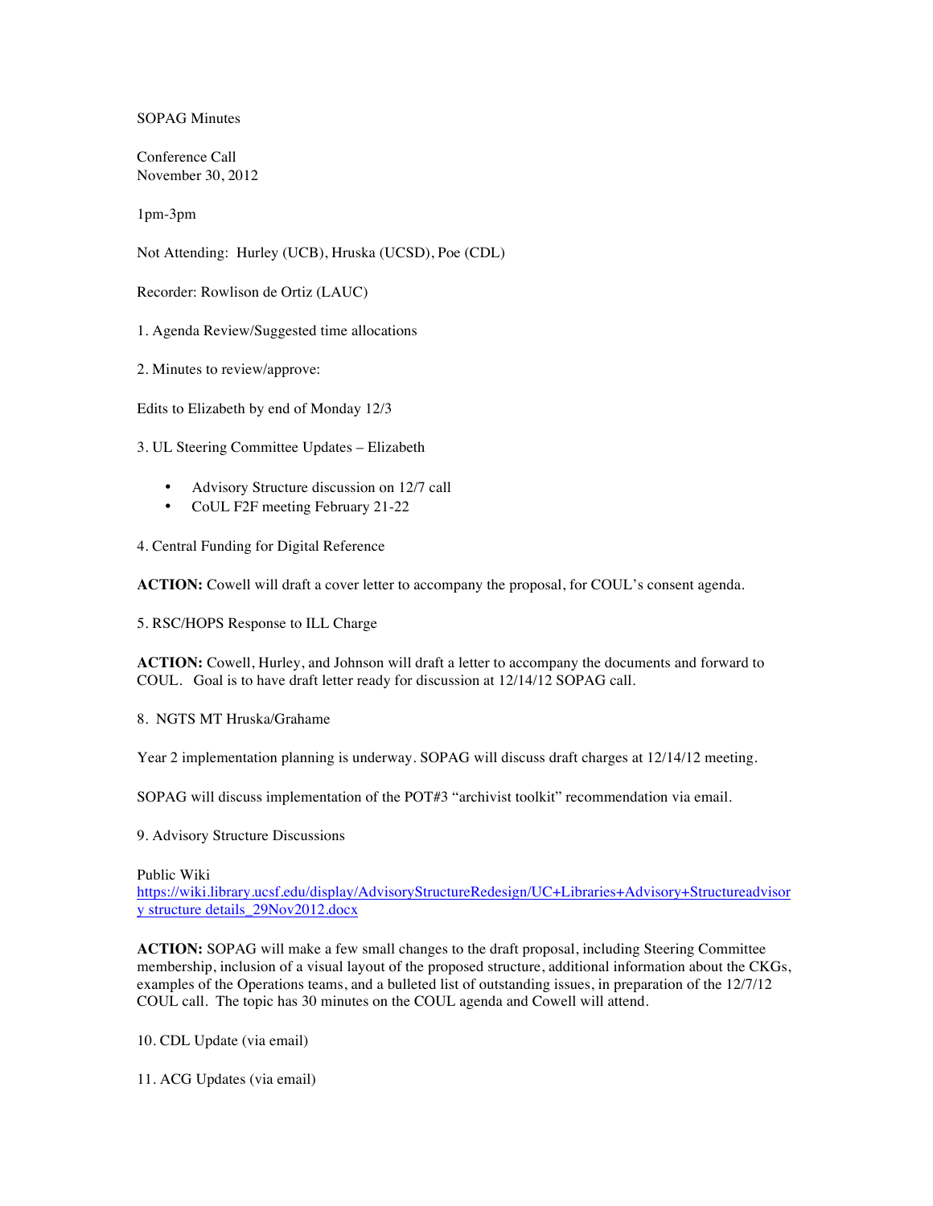SOPAG Minutes

Conference Call
November 30, 2012

1pm-3pm

Not Attending: Hurley (UCB), Hruska (UCSD), Poe (CDL)

Recorder: Rowlison de Ortiz (LAUC)

1. Agenda Review/Suggested time allocations

2. Minutes to review/approve:

Edits to Elizabeth by end of Monday 12/3

3. UL Steering Committee Updates – Elizabeth

- Advisory Structure discussion on 12/7 call
- CoUL F2F meeting February 21-22

4. Central Funding for Digital Reference

**ACTION:** Cowell will draft a cover letter to accompany the proposal, for COUL's consent agenda.

5. RSC/HOPS Response to ILL Charge

**ACTION:** Cowell, Hurley, and Johnson will draft a letter to accompany the documents and forward to COUL. Goal is to have draft letter ready for discussion at 12/14/12 SOPAG call.

8. NGTS MT Hruska/Grahame

Year 2 implementation planning is underway. SOPAG will discuss draft charges at 12/14/12 meeting.

SOPAG will discuss implementation of the POT#3 "archivist toolkit" recommendation via email.

9. Advisory Structure Discussions

Public Wiki
[https://wiki.library.ucsf.edu/display/AdvisoryStructureRedesign/UC+Libraries+Advisory+Structureadvisory structure details_29Nov2012.docx](https://wiki.library.ucsf.edu/display/AdvisoryStructureRedesign/UC+Libraries+Advisory+Structureadvisory structure details_29Nov2012.docx)

**ACTION:** SOPAG will make a few small changes to the draft proposal, including Steering Committee membership, inclusion of a visual layout of the proposed structure, additional information about the CKGs, examples of the Operations teams, and a bulleted list of outstanding issues, in preparation of the 12/7/12 COUL call. The topic has 30 minutes on the COUL agenda and Cowell will attend.

10. CDL Update (via email)

11. ACG Updates (via email)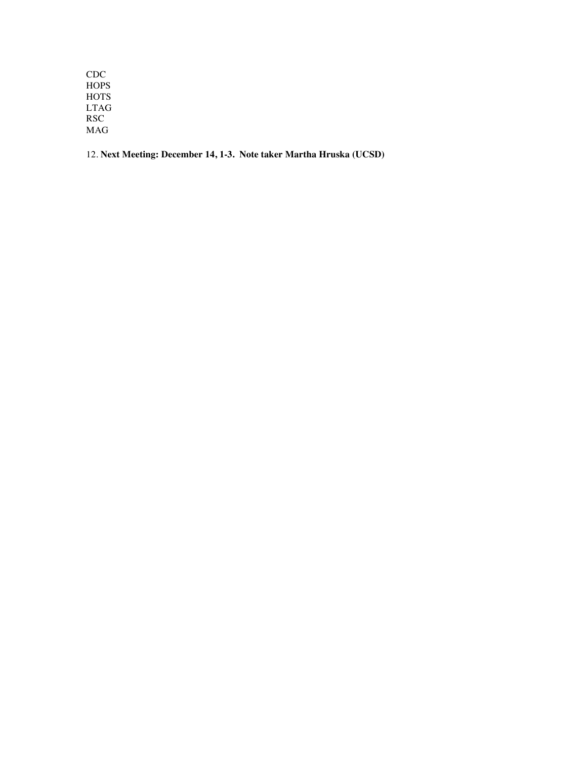CDC  
HOPS  
HOTS  
LTAG  
RSC  
MAG

12. **Next Meeting: December 14, 1-3. Note taker Martha Hruska (UCSD)**